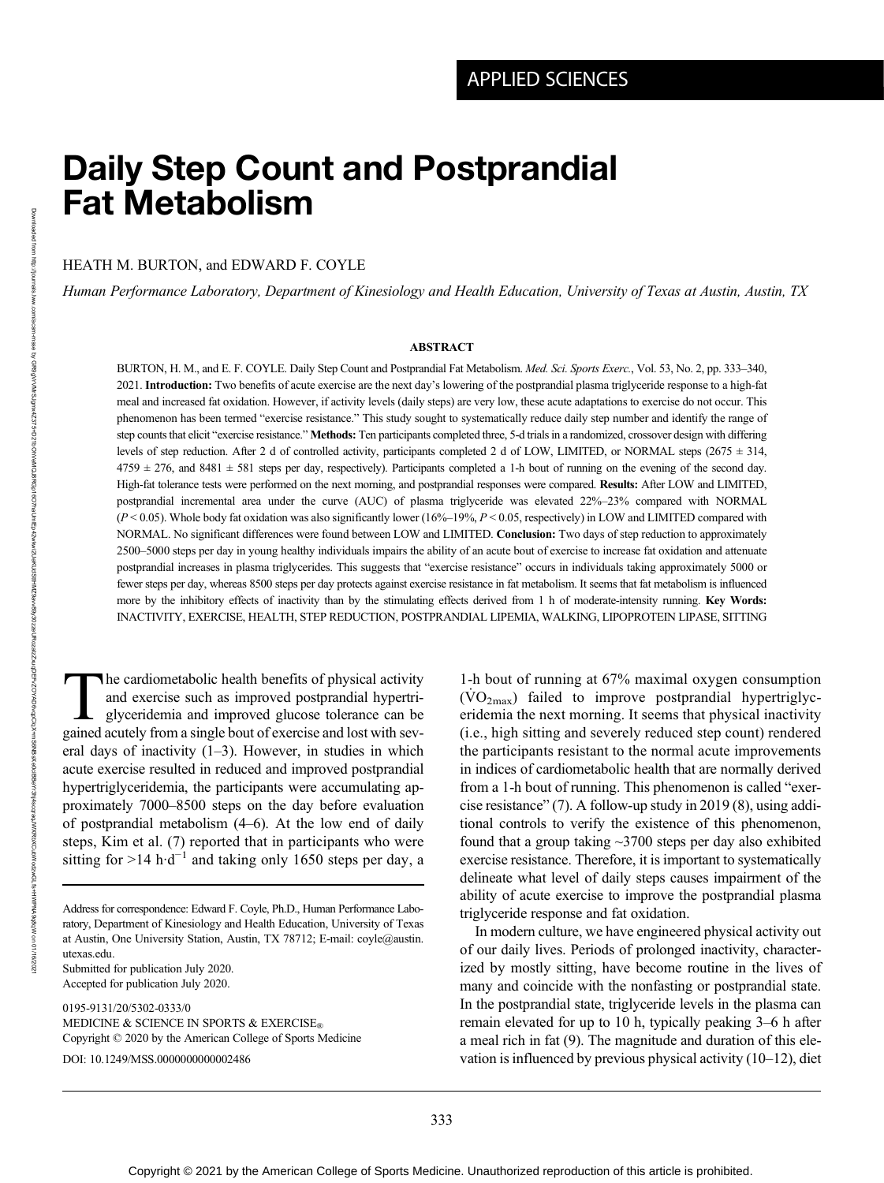APPLIED SCIENCES

# Daily Step Count and Postprandial Fat Metabolism

HEATH M. BURTON, and EDWARD F. COYLE

*Human Performance Laboratory, Department of Kinesiology and Health Education, University of Texas at Austin, Austin, TX*

## ABSTRACT

BURTON, H. M., and E. F. COYLE. Daily Step Count and Postprandial Fat Metabolism. *Med. Sci. Sports Exerc.*, Vol. 53, No. 2, pp. 333–340, 2021. **Introduction:** Two benefits of acute exercise are the next day's lowering of the postprandial plasma triglyceride response to a high-fat meal and increased fat oxidation. However, if activity levels (daily steps) are very low, these acute adaptations to exercise do not occur. This phenomenon has been termed "exercise resistance." This study sought to systematically reduce daily step number and identify the range of step counts that elicit "exercise resistance." **Methods:** Ten participants completed three, 5-d trials in a randomized, crossover design with differing levels of step reduction. After 2 d of controlled activity, participants completed 2 d of LOW, LIMITED, or NORMAL steps (2675 ± 314, 4759 ± 276, and 8481 ± 581 steps per day, respectively). Participants completed a 1-h bout of running on the evening of the second day. High-fat tolerance tests were performed on the next morning, and postprandial responses were compared. **Results:** After LOW and LIMITED, postprandial incremental area under the curve (AUC) of plasma triglyceride was elevated 22%–23% compared with NORMAL ($P < 0.05$). Whole body fat oxidation was also significantly lower (16%–19%, $P < 0.05$, respectively) in LOW and LIMITED compared with NORMAL. No significant differences were found between LOW and LIMITED. **Conclusion:** Two days of step reduction to approximately 2500–5000 steps per day in young healthy individuals impairs the ability of an acute bout of exercise to increase fat oxidation and attenuate postprandial increases in plasma triglycerides. This suggests that "exercise resistance" occurs in individuals taking approximately 5000 or fewer steps per day, whereas 8500 steps per day protects against exercise resistance in fat metabolism. It seems that fat metabolism is influenced more by the inhibitory effects of inactivity than by the stimulating effects derived from 1 h of moderate-intensity running. **Key Words:** INACTIVITY, EXERCISE, HEALTH, STEP REDUCTION, POSTPRANDIAL LIPEMIA, WALKING, LIPOPROTEIN LIPASE, SITTING

The cardiometabolic health benefits of physical activity and exercise such as improved postprandial hypertriglyceridemia and improved glucose tolerance can be gained acutely from a single bout of exercise and lost with several days of inactivity (1–3). However, in studies in which acute exercise resulted in reduced and improved postprandial hypertriglyceridemia, the participants were accumulating approximately 7000–8500 steps on the day before evaluation of postprandial metabolism (4–6). At the low end of daily steps, Kim et al. (7) reported that in participants who were sitting for >14 h·d$^{-1}$ and taking only 1650 steps per day, a 1-h bout of running at 67% maximal oxygen consumption ($\dot{V}O_{2max}$) failed to improve postprandial hypertriglyceridemia the next morning. It seems that physical inactivity (i.e., high sitting and severely reduced step count) rendered the participants resistant to the normal acute improvements in indices of cardiometabolic health that are normally derived from a 1-h bout of running. This phenomenon is called "exercise resistance" (7). A follow-up study in 2019 (8), using additional controls to verify the existence of this phenomenon, found that a group taking ~3700 steps per day also exhibited exercise resistance. Therefore, it is important to systematically delineate what level of daily steps causes impairment of the ability of acute exercise to improve the postprandial plasma triglyceride response and fat oxidation.

In modern culture, we have engineered physical activity out of our daily lives. Periods of prolonged inactivity, characterized by mostly sitting, have become routine in the lives of many and coincide with the nonfasting or postprandial state. In the postprandial state, triglyceride levels in the plasma can remain elevated for up to 10 h, typically peaking 3–6 h after a meal rich in fat (9). The magnitude and duration of this elevation is influenced by previous physical activity (10–12), diet

Address for correspondence: Edward F. Coyle, Ph.D., Human Performance Laboratory, Department of Kinesiology and Health Education, University of Texas at Austin, One University Station, Austin, TX 78712; E-mail: coyle@austin.utexas.edu.
Submitted for publication July 2020.
Accepted for publication July 2020.

0195-9131/20/5302-0333/0
MEDICINE & SCIENCE IN SPORTS & EXERCISE®
Copyright © 2020 by the American College of Sports Medicine

DOI: 10.1249/MSS.0000000000002486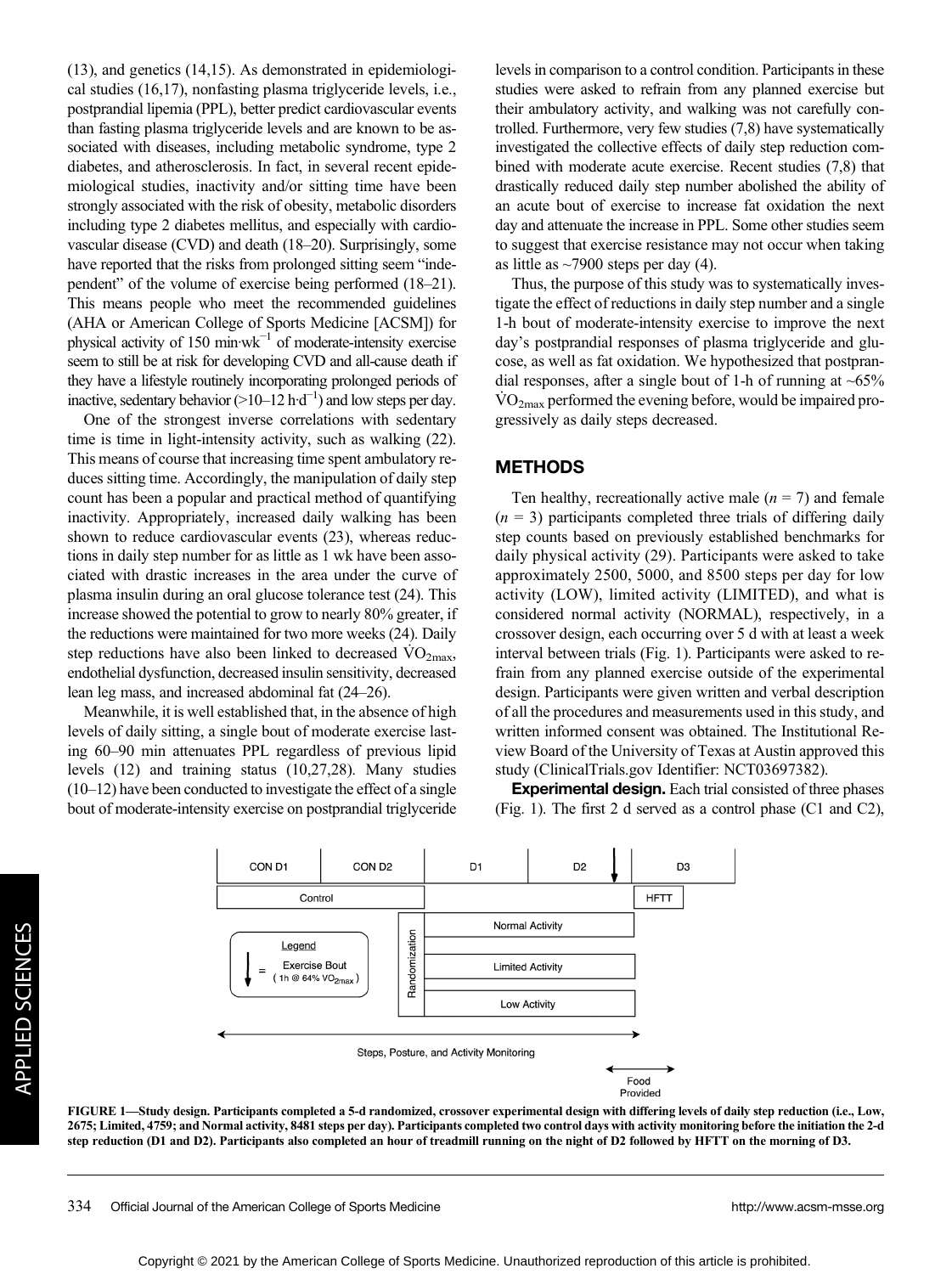(13), and genetics (14,15). As demonstrated in epidemiological studies (16,17), nonfasting plasma triglyceride levels, i.e., postprandial lipemia (PPL), better predict cardiovascular events than fasting plasma triglyceride levels and are known to be associated with diseases, including metabolic syndrome, type 2 diabetes, and atherosclerosis. In fact, in several recent epidemiological studies, inactivity and/or sitting time have been strongly associated with the risk of obesity, metabolic disorders including type 2 diabetes mellitus, and especially with cardiovascular disease (CVD) and death (18–20). Surprisingly, some have reported that the risks from prolonged sitting seem "independent" of the volume of exercise being performed (18–21). This means people who meet the recommended guidelines (AHA or American College of Sports Medicine [ACSM]) for physical activity of 150 $\text{min·wk}^{-1}$ of moderate-intensity exercise seem to still be at risk for developing CVD and all-cause death if they have a lifestyle routinely incorporating prolonged periods of inactive, sedentary behavior (>10–12 $\text{h·d}^{-1}$) and low steps per day.

One of the strongest inverse correlations with sedentary time is time in light-intensity activity, such as walking (22). This means of course that increasing time spent ambulatory reduces sitting time. Accordingly, the manipulation of daily step count has been a popular and practical method of quantifying inactivity. Appropriately, increased daily walking has been shown to reduce cardiovascular events (23), whereas reductions in daily step number for as little as 1 wk have been associated with drastic increases in the area under the curve of plasma insulin during an oral glucose tolerance test (24). This increase showed the potential to grow to nearly 80% greater, if the reductions were maintained for two more weeks (24). Daily step reductions have also been linked to decreased $\dot{V}O_{2max}$, endothelial dysfunction, decreased insulin sensitivity, decreased lean leg mass, and increased abdominal fat (24–26).

Meanwhile, it is well established that, in the absence of high levels of daily sitting, a single bout of moderate exercise lasting 60–90 min attenuates PPL regardless of previous lipid levels (12) and training status (10,27,28). Many studies (10–12) have been conducted to investigate the effect of a single bout of moderate-intensity exercise on postprandial triglyceride levels in comparison to a control condition. Participants in these studies were asked to refrain from any planned exercise but their ambulatory activity, and walking was not carefully controlled. Furthermore, very few studies (7,8) have systematically investigated the collective effects of daily step reduction combined with moderate acute exercise. Recent studies (7,8) that drastically reduced daily step number abolished the ability of an acute bout of exercise to increase fat oxidation the next day and attenuate the increase in PPL. Some other studies seem to suggest that exercise resistance may not occur when taking as little as ~7900 steps per day (4).

Thus, the purpose of this study was to systematically investigate the effect of reductions in daily step number and a single 1-h bout of moderate-intensity exercise to improve the next day's postprandial responses of plasma triglyceride and glucose, as well as fat oxidation. We hypothesized that postprandial responses, after a single bout of 1-h of running at ~65% $\dot{V}O_{2max}$ performed the evening before, would be impaired progressively as daily steps decreased.

## METHODS

Ten healthy, recreationally active male ($n$ = 7) and female ($n$ = 3) participants completed three trials of differing daily step counts based on previously established benchmarks for daily physical activity (29). Participants were asked to take approximately 2500, 5000, and 8500 steps per day for low activity (LOW), limited activity (LIMITED), and what is considered normal activity (NORMAL), respectively, in a crossover design, each occurring over 5 d with at least a week interval between trials (Fig. 1). Participants were asked to refrain from any planned exercise outside of the experimental design. Participants were given written and verbal description of all the procedures and measurements used in this study, and written informed consent was obtained. The Institutional Review Board of the University of Texas at Austin approved this study (ClinicalTrials.gov Identifier: NCT03697382).

**Experimental design.** Each trial consisted of three phases (Fig. 1). The first 2 d served as a control phase (C1 and C2),

FIGURE 1—Study design. Participants completed a 5-d randomized, crossover experimental design with differing levels of daily step reduction (i.e., Low, 2675; Limited, 4759; and Normal activity, 8481 steps per day). Participants completed two control days with activity monitoring before the initiation the 2-d step reduction (D1 and D2). Participants also completed an hour of treadmill running on the night of D2 followed by HFTT on the morning of D3.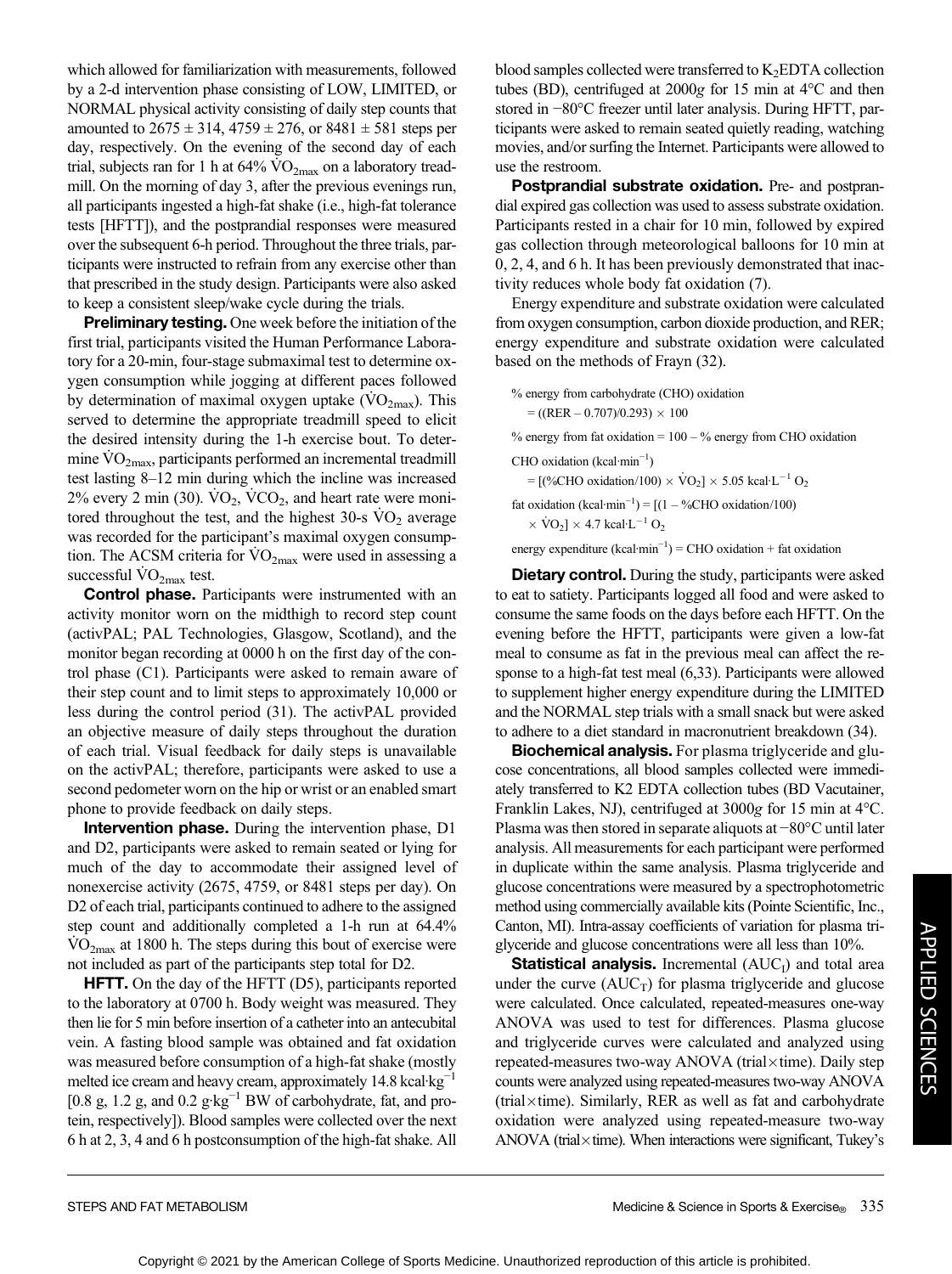which allowed for familiarization with measurements, followed by a 2-d intervention phase consisting of LOW, LIMITED, or NORMAL physical activity consisting of daily step counts that amounted to 2675 ± 314, 4759 ± 276, or 8481 ± 581 steps per day, respectively. On the evening of the second day of each trial, subjects ran for 1 h at 64% $\dot{V}O_{2max}$ on a laboratory treadmill. On the morning of day 3, after the previous evenings run, all participants ingested a high-fat shake (i.e., high-fat tolerance tests [HFTT]), and the postprandial responses were measured over the subsequent 6-h period. Throughout the three trials, participants were instructed to refrain from any exercise other than that prescribed in the study design. Participants were also asked to keep a consistent sleep/wake cycle during the trials.

**Preliminary testing.** One week before the initiation of the first trial, participants visited the Human Performance Laboratory for a 20-min, four-stage submaximal test to determine oxygen consumption while jogging at different paces followed by determination of maximal oxygen uptake ($\dot{V}O_{2max}$). This served to determine the appropriate treadmill speed to elicit the desired intensity during the 1-h exercise bout. To determine $\dot{V}O_{2max}$, participants performed an incremental treadmill test lasting 8–12 min during which the incline was increased 2% every 2 min (30). $\dot{V}O_2$, $\dot{V}CO_2$, and heart rate were monitored throughout the test, and the highest 30-s $\dot{V}O_2$ average was recorded for the participant's maximal oxygen consumption. The ACSM criteria for $\dot{V}O_{2max}$ were used in assessing a successful $\dot{V}O_{2max}$ test.

**Control phase.** Participants were instrumented with an activity monitor worn on the midthigh to record step count (activPAL; PAL Technologies, Glasgow, Scotland), and the monitor began recording at 0000 h on the first day of the control phase (C1). Participants were asked to remain aware of their step count and to limit steps to approximately 10,000 or less during the control period (31). The activPAL provided an objective measure of daily steps throughout the duration of each trial. Visual feedback for daily steps is unavailable on the activPAL; therefore, participants were asked to use a second pedometer worn on the hip or wrist or an enabled smart phone to provide feedback on daily steps.

**Intervention phase.** During the intervention phase, D1 and D2, participants were asked to remain seated or lying for much of the day to accommodate their assigned level of nonexercise activity (2675, 4759, or 8481 steps per day). On D2 of each trial, participants continued to adhere to the assigned step count and additionally completed a 1-h run at 64.4% $\dot{V}O_{2max}$ at 1800 h. The steps during this bout of exercise were not included as part of the participants step total for D2.

**HFTT.** On the day of the HFTT (D5), participants reported to the laboratory at 0700 h. Body weight was measured. They then lie for 5 min before insertion of a catheter into an antecubital vein. A fasting blood sample was obtained and fat oxidation was measured before consumption of a high-fat shake (mostly melted ice cream and heavy cream, approximately 14.8 kcal·kg$^{-1}$ [0.8 g, 1.2 g, and 0.2 g·kg$^{-1}$ BW of carbohydrate, fat, and protein, respectively]). Blood samples were collected over the next 6 h at 2, 3, 4 and 6 h postconsumption of the high-fat shake. All blood samples collected were transferred to $K_2$EDTA collection tubes (BD), centrifuged at 2000*g* for 15 min at 4°C and then stored in −80°C freezer until later analysis. During HFTT, participants were asked to remain seated quietly reading, watching movies, and/or surfing the Internet. Participants were allowed to use the restroom.

**Postprandial substrate oxidation.** Pre- and postprandial expired gas collection was used to assess substrate oxidation. Participants rested in a chair for 10 min, followed by expired gas collection through meteorological balloons for 10 min at 0, 2, 4, and 6 h. It has been previously demonstrated that inactivity reduces whole body fat oxidation (7).

Energy expenditure and substrate oxidation were calculated from oxygen consumption, carbon dioxide production, and RER; energy expenditure and substrate oxidation were calculated based on the methods of Frayn (32).

$$\%\text{ energy from carbohydrate (CHO) oxidation} = ((\text{RER} - 0.707)/0.293) \times 100$$

$$\%\text{ energy from fat oxidation} = 100 - \%\text{ energy from CHO oxidation}$$

$$\text{CHO oxidation (kcal·min}^{-1}) = [(\%\text{CHO oxidation}/100) \times \dot{V}O_2] \times 5.05\text{ kcal·L}^{-1}\text{ O}_2$$

$$\text{fat oxidation (kcal·min}^{-1}) = [(1 - \%\text{CHO oxidation}/100) \times \dot{V}O_2] \times 4.7\text{ kcal·L}^{-1}\text{ O}_2$$

$$\text{energy expenditure (kcal·min}^{-1}) = \text{CHO oxidation} + \text{fat oxidation}$$

**Dietary control.** During the study, participants were asked to eat to satiety. Participants logged all food and were asked to consume the same foods on the days before each HFTT. On the evening before the HFTT, participants were given a low-fat meal to consume as fat in the previous meal can affect the response to a high-fat test meal (6,33). Participants were allowed to supplement higher energy expenditure during the LIMITED and the NORMAL step trials with a small snack but were asked to adhere to a diet standard in macronutrient breakdown (34).

**Biochemical analysis.** For plasma triglyceride and glucose concentrations, all blood samples collected were immediately transferred to K2 EDTA collection tubes (BD Vacutainer, Franklin Lakes, NJ), centrifuged at 3000*g* for 15 min at 4°C. Plasma was then stored in separate aliquots at −80°C until later analysis. All measurements for each participant were performed in duplicate within the same analysis. Plasma triglyceride and glucose concentrations were measured by a spectrophotometric method using commercially available kits (Pointe Scientific, Inc., Canton, MI). Intra-assay coefficients of variation for plasma triglyceride and glucose concentrations were all less than 10%.

**Statistical analysis.** Incremental ($AUC_I$) and total area under the curve ($AUC_T$) for plasma triglyceride and glucose were calculated. Once calculated, repeated-measures one-way ANOVA was used to test for differences. Plasma glucose and triglyceride curves were calculated and analyzed using repeated-measures two-way ANOVA (trial×time). Daily step counts were analyzed using repeated-measures two-way ANOVA (trial×time). Similarly, RER as well as fat and carbohydrate oxidation were analyzed using repeated-measure two-way ANOVA (trial×time). When interactions were significant, Tukey's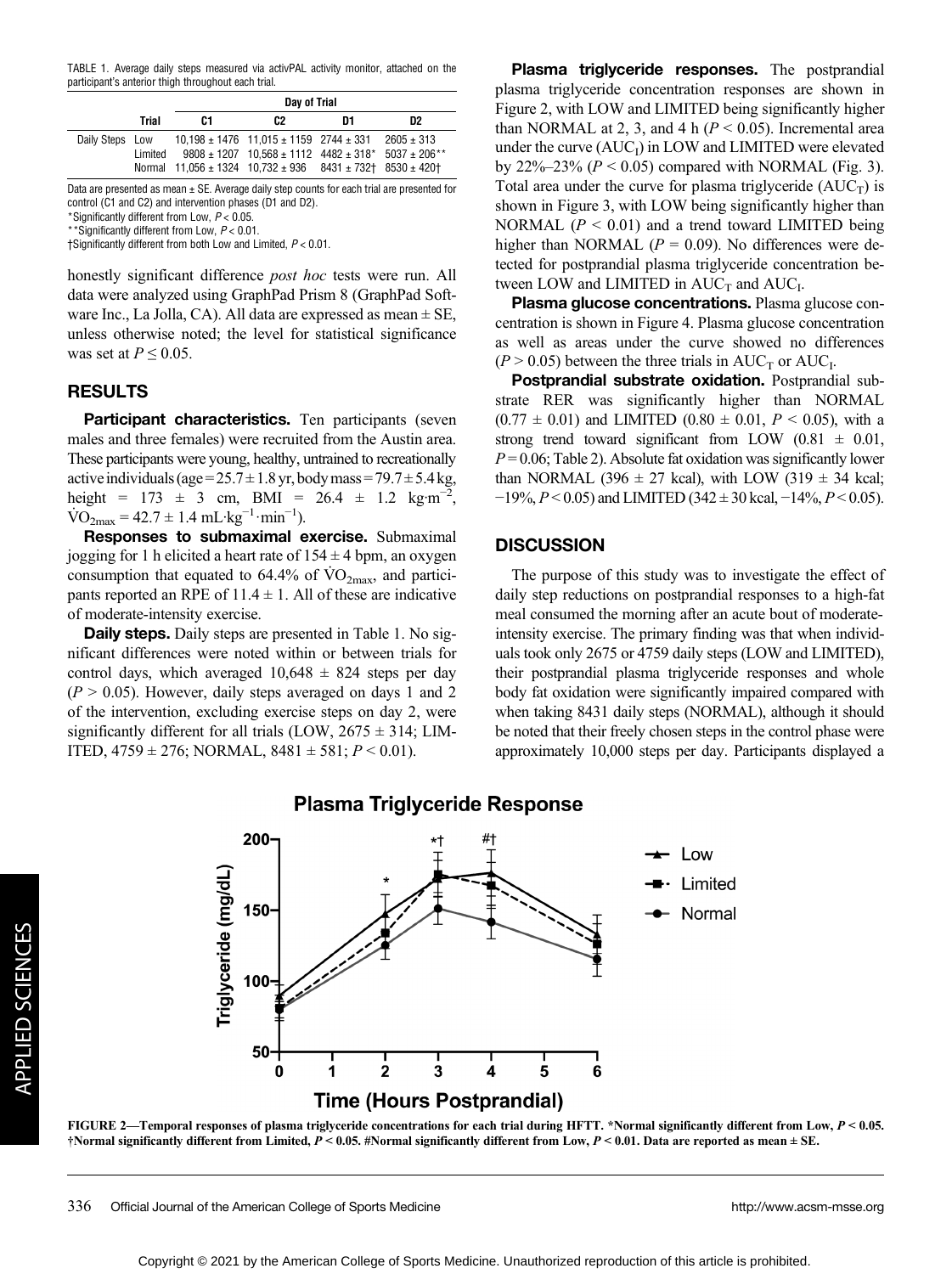TABLE 1. Average daily steps measured via activPAL activity monitor, attached on the participant's anterior thigh throughout each trial.

| | Trial | Day of Trial | | | |
|---|---|---|---|---|---|
| | | C1 | C2 | D1 | D2 |
| Daily Steps | Low | 10,198 ± 1476 | 11,015 ± 1159 | 2744 ± 331 | 2605 ± 313 |
| | Limited | 9808 ± 1207 | 10,568 ± 1112 | 4482 ± 318* | 5037 ± 206** |
| | Normal | 11,056 ± 1324 | 10,732 ± 936 | 8431 ± 732† | 8530 ± 420† |

Data are presented as mean ± SE. Average daily step counts for each trial are presented for control (C1 and C2) and intervention phases (D1 and D2).

*Significantly different from Low, $P < 0.05$.

**Significantly different from Low, $P < 0.01$.

†Significantly different from both Low and Limited, $P < 0.01$.

honestly significant difference *post hoc* tests were run. All data were analyzed using GraphPad Prism 8 (GraphPad Software Inc., La Jolla, CA). All data are expressed as mean ± SE, unless otherwise noted; the level for statistical significance was set at $P \leq 0.05$.

## RESULTS

**Participant characteristics.** Ten participants (seven males and three females) were recruited from the Austin area. These participants were young, healthy, untrained to recreationally active individuals (age = 25.7 ± 1.8 yr, body mass = 79.7 ± 5.4 kg, height = 173 ± 3 cm, BMI = 26.4 ± 1.2 kg·m$^{-2}$, $\dot{V}O_{2max}$ = 42.7 ± 1.4 mL·kg$^{-1}$·min$^{-1}$).

**Responses to submaximal exercise.** Submaximal jogging for 1 h elicited a heart rate of 154 ± 4 bpm, an oxygen consumption that equated to 64.4% of $\dot{V}O_{2max}$, and participants reported an RPE of 11.4 ± 1. All of these are indicative of moderate-intensity exercise.

**Daily steps.** Daily steps are presented in Table 1. No significant differences were noted within or between trials for control days, which averaged 10,648 ± 824 steps per day ($P > 0.05$). However, daily steps averaged on days 1 and 2 of the intervention, excluding exercise steps on day 2, were significantly different for all trials (LOW, 2675 ± 314; LIMITED, 4759 ± 276; NORMAL, 8481 ± 581; $P < 0.01$).

**Plasma triglyceride responses.** The postprandial plasma triglyceride concentration responses are shown in Figure 2, with LOW and LIMITED being significantly higher than NORMAL at 2, 3, and 4 h ($P < 0.05$). Incremental area under the curve ($AUC_I$) in LOW and LIMITED were elevated by 22%–23% ($P < 0.05$) compared with NORMAL (Fig. 3). Total area under the curve for plasma triglyceride ($AUC_T$) is shown in Figure 3, with LOW being significantly higher than NORMAL ($P < 0.01$) and a trend toward LIMITED being higher than NORMAL ($P = 0.09$). No differences were detected for postprandial plasma triglyceride concentration between LOW and LIMITED in $AUC_T$ and $AUC_I$.

**Plasma glucose concentrations.** Plasma glucose concentration is shown in Figure 4. Plasma glucose concentration as well as areas under the curve showed no differences ($P > 0.05$) between the three trials in $AUC_T$ or $AUC_I$.

**Postprandial substrate oxidation.** Postprandial substrate RER was significantly higher than NORMAL (0.77 ± 0.01) and LIMITED (0.80 ± 0.01, $P < 0.05$), with a strong trend toward significant from LOW (0.81 ± 0.01, $P = 0.06$; Table 2). Absolute fat oxidation was significantly lower than NORMAL (396 ± 27 kcal), with LOW (319 ± 34 kcal; −19%, $P < 0.05$) and LIMITED (342 ± 30 kcal, −14%, $P < 0.05$).

## DISCUSSION

The purpose of this study was to investigate the effect of daily step reductions on postprandial responses to a high-fat meal consumed the morning after an acute bout of moderate-intensity exercise. The primary finding was that when individuals took only 2675 or 4759 daily steps (LOW and LIMITED), their postprandial plasma triglyceride responses and whole body fat oxidation were significantly impaired compared with when taking 8431 daily steps (NORMAL), although it should be noted that their freely chosen steps in the control phase were approximately 10,000 steps per day. Participants displayed a

FIGURE 2—Temporal responses of plasma triglyceride concentrations for each trial during HFTT. *Normal significantly different from Low, $P < 0.05$. †Normal significantly different from Limited, $P < 0.05$. #Normal significantly different from Low, $P < 0.01$. Data are reported as mean ± SE.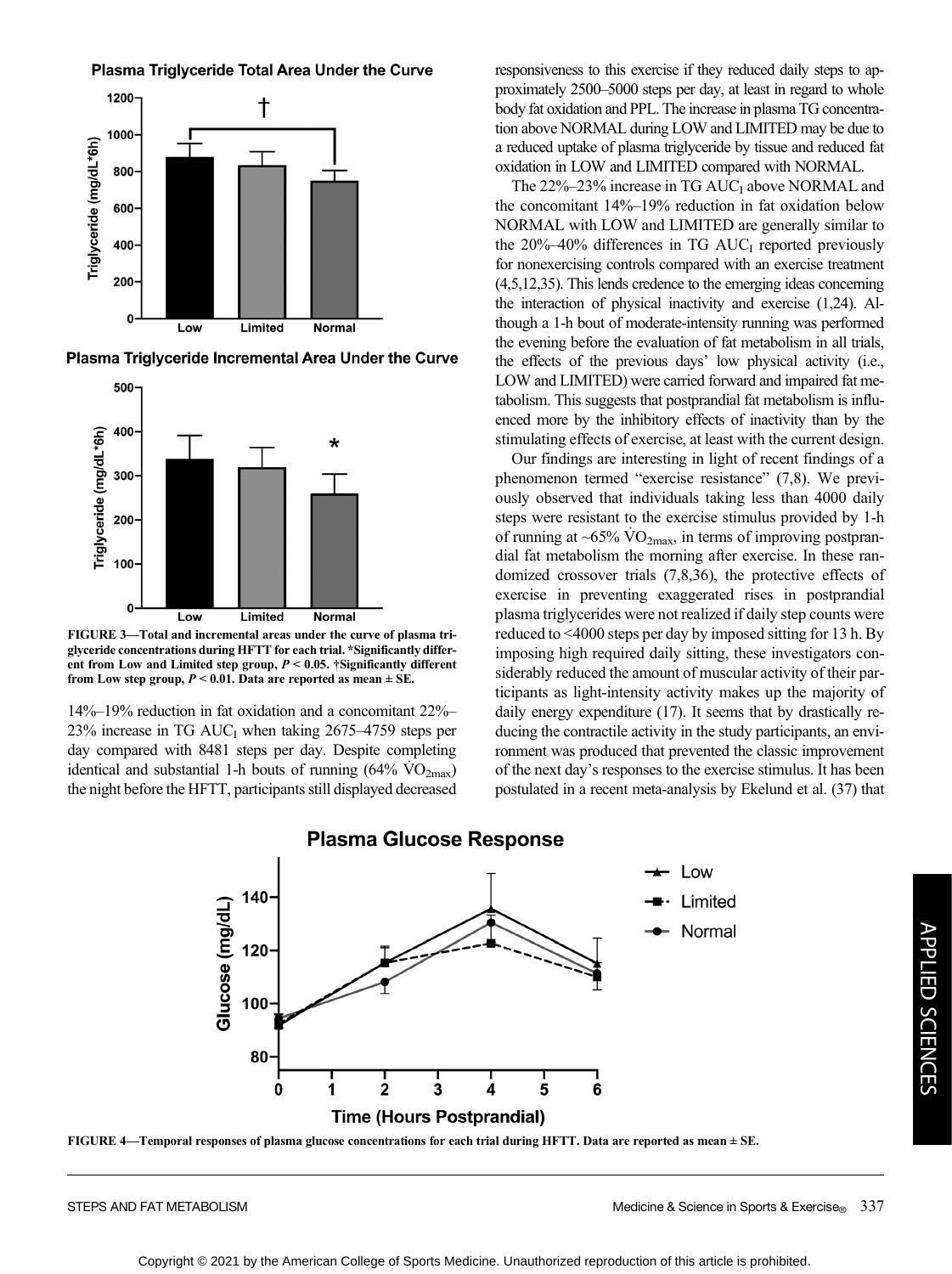FIGURE 3—Total and incremental areas under the curve of plasma triglyceride concentrations during HFTT for each trial. *Significantly different from Low and Limited step group, $P < 0.05$. †Significantly different from Low step group, $P < 0.01$. Data are reported as mean ± SE.

14%–19% reduction in fat oxidation and a concomitant 22%–23% increase in TG $AUC_I$ when taking 2675–4759 steps per day compared with 8481 steps per day. Despite completing identical and substantial 1-h bouts of running (64% $\dot{V}O_{2max}$) the night before the HFTT, participants still displayed decreased responsiveness to this exercise if they reduced daily steps to approximately 2500–5000 steps per day, at least in regard to whole body fat oxidation and PPL. The increase in plasma TG concentration above NORMAL during LOW and LIMITED may be due to a reduced uptake of plasma triglyceride by tissue and reduced fat oxidation in LOW and LIMITED compared with NORMAL.

The 22%–23% increase in TG $AUC_I$ above NORMAL and the concomitant 14%–19% reduction in fat oxidation below NORMAL with LOW and LIMITED are generally similar to the 20%–40% differences in TG $AUC_I$ reported previously for nonexercising controls compared with an exercise treatment (4,5,12,35). This lends credence to the emerging ideas concerning the interaction of physical inactivity and exercise (1,24). Although a 1-h bout of moderate-intensity running was performed the evening before the evaluation of fat metabolism in all trials, the effects of the previous days' low physical activity (i.e., LOW and LIMITED) were carried forward and impaired fat metabolism. This suggests that postprandial fat metabolism is influenced more by the inhibitory effects of inactivity than by the stimulating effects of exercise, at least with the current design.

Our findings are interesting in light of recent findings of a phenomenon termed "exercise resistance" (7,8). We previously observed that individuals taking less than 4000 daily steps were resistant to the exercise stimulus provided by 1-h of running at ~65% $\dot{V}O_{2max}$, in terms of improving postprandial fat metabolism the morning after exercise. In these randomized crossover trials (7,8,36), the protective effects of exercise in preventing exaggerated rises in postprandial plasma triglycerides were not realized if daily step counts were reduced to <4000 steps per day by imposed sitting for 13 h. By imposing high required daily sitting, these investigators considerably reduced the amount of muscular activity of their participants as light-intensity activity makes up the majority of daily energy expenditure (17). It seems that by drastically reducing the contractile activity in the study participants, an environment was produced that prevented the classic improvement of the next day's responses to the exercise stimulus. It has been postulated in a recent meta-analysis by Ekelund et al. (37) that

FIGURE 4—Temporal responses of plasma glucose concentrations for each trial during HFTT. Data are reported as mean ± SE.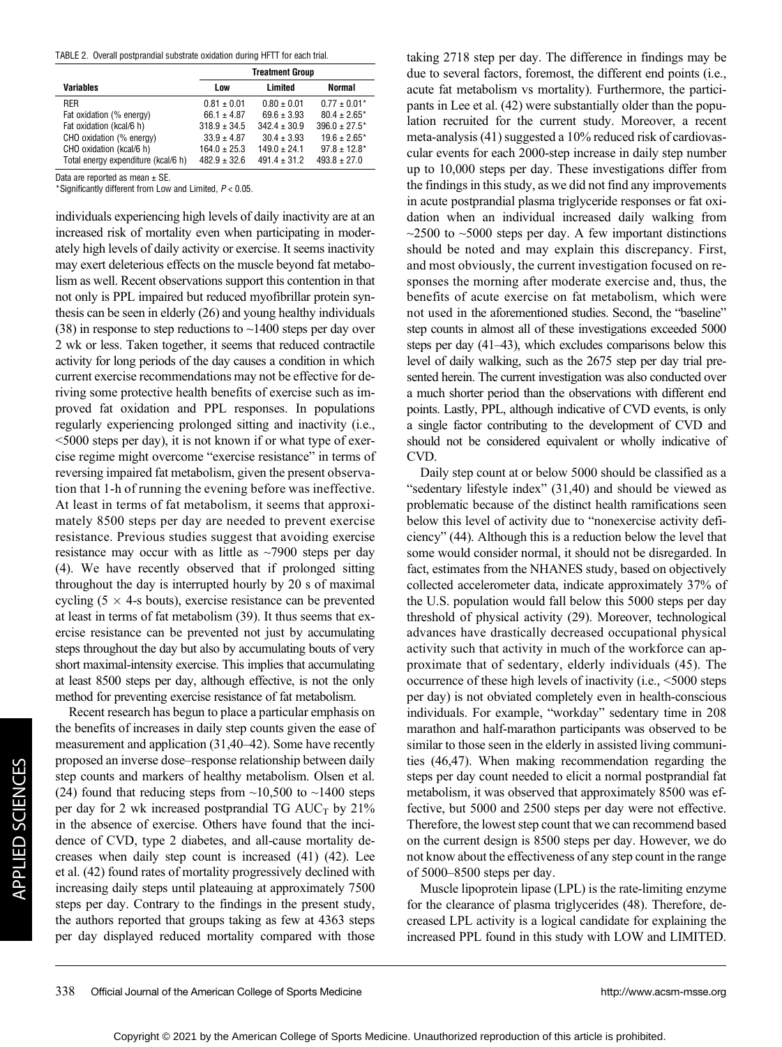TABLE 2. Overall postprandial substrate oxidation during HFTT for each trial.

| Variables | Treatment Group | | |
|---|---|---|---|
| | Low | Limited | Normal |
| RER | 0.81 ± 0.01 | 0.80 ± 0.01 | 0.77 ± 0.01* |
| Fat oxidation (% energy) | 66.1 ± 4.87 | 69.6 ± 3.93 | 80.4 ± 2.65* |
| Fat oxidation (kcal/6 h) | 318.9 ± 34.5 | 342.4 ± 30.9 | 396.0 ± 27.5* |
| CHO oxidation (% energy) | 33.9 ± 4.87 | 30.4 ± 3.93 | 19.6 ± 2.65* |
| CHO oxidation (kcal/6 h) | 164.0 ± 25.3 | 149.0 ± 24.1 | 97.8 ± 12.8* |
| Total energy expenditure (kcal/6 h) | 482.9 ± 32.6 | 491.4 ± 31.2 | 493.8 ± 27.0 |

Data are reported as mean ± SE.

*Significantly different from Low and Limited, $P < 0.05$.

individuals experiencing high levels of daily inactivity are at an increased risk of mortality even when participating in moderately high levels of daily activity or exercise. It seems inactivity may exert deleterious effects on the muscle beyond fat metabolism as well. Recent observations support this contention in that not only is PPL impaired but reduced myofibrillar protein synthesis can be seen in elderly (26) and young healthy individuals (38) in response to step reductions to ~1400 steps per day over 2 wk or less. Taken together, it seems that reduced contractile activity for long periods of the day causes a condition in which current exercise recommendations may not be effective for deriving some protective health benefits of exercise such as improved fat oxidation and PPL responses. In populations regularly experiencing prolonged sitting and inactivity (i.e., <5000 steps per day), it is not known if or what type of exercise regime might overcome "exercise resistance" in terms of reversing impaired fat metabolism, given the present observation that 1-h of running the evening before was ineffective. At least in terms of fat metabolism, it seems that approximately 8500 steps per day are needed to prevent exercise resistance. Previous studies suggest that avoiding exercise resistance may occur with as little as ~7900 steps per day (4). We have recently observed that if prolonged sitting throughout the day is interrupted hourly by 20 s of maximal cycling (5 × 4-s bouts), exercise resistance can be prevented at least in terms of fat metabolism (39). It thus seems that exercise resistance can be prevented not just by accumulating steps throughout the day but also by accumulating bouts of very short maximal-intensity exercise. This implies that accumulating at least 8500 steps per day, although effective, is not the only method for preventing exercise resistance of fat metabolism.

Recent research has begun to place a particular emphasis on the benefits of increases in daily step counts given the ease of measurement and application (31,40–42). Some have recently proposed an inverse dose–response relationship between daily step counts and markers of healthy metabolism. Olsen et al. (24) found that reducing steps from ~10,500 to ~1400 steps per day for 2 wk increased postprandial TG $AUC_T$ by 21% in the absence of exercise. Others have found that the incidence of CVD, type 2 diabetes, and all-cause mortality decreases when daily step count is increased (41) (42). Lee et al. (42) found rates of mortality progressively declined with increasing daily steps until plateauing at approximately 7500 steps per day. Contrary to the findings in the present study, the authors reported that groups taking as few at 4363 steps per day displayed reduced mortality compared with those taking 2718 step per day. The difference in findings may be due to several factors, foremost, the different end points (i.e., acute fat metabolism vs mortality). Furthermore, the participants in Lee et al. (42) were substantially older than the population recruited for the current study. Moreover, a recent meta-analysis (41) suggested a 10% reduced risk of cardiovascular events for each 2000-step increase in daily step number up to 10,000 steps per day. These investigations differ from the findings in this study, as we did not find any improvements in acute postprandial plasma triglyceride responses or fat oxidation when an individual increased daily walking from ~2500 to ~5000 steps per day. A few important distinctions should be noted and may explain this discrepancy. First, and most obviously, the current investigation focused on responses the morning after moderate exercise and, thus, the benefits of acute exercise on fat metabolism, which were not used in the aforementioned studies. Second, the "baseline" step counts in almost all of these investigations exceeded 5000 steps per day (41–43), which excludes comparisons below this level of daily walking, such as the 2675 step per day trial presented herein. The current investigation was also conducted over a much shorter period than the observations with different end points. Lastly, PPL, although indicative of CVD events, is only a single factor contributing to the development of CVD and should not be considered equivalent or wholly indicative of CVD.

Daily step count at or below 5000 should be classified as a "sedentary lifestyle index" (31,40) and should be viewed as problematic because of the distinct health ramifications seen below this level of activity due to "nonexercise activity deficiency" (44). Although this is a reduction below the level that some would consider normal, it should not be disregarded. In fact, estimates from the NHANES study, based on objectively collected accelerometer data, indicate approximately 37% of the U.S. population would fall below this 5000 steps per day threshold of physical activity (29). Moreover, technological advances have drastically decreased occupational physical activity such that activity in much of the workforce can approximate that of sedentary, elderly individuals (45). The occurrence of these high levels of inactivity (i.e., <5000 steps per day) is not obviated completely even in health-conscious individuals. For example, "workday" sedentary time in 208 marathon and half-marathon participants was observed to be similar to those seen in the elderly in assisted living communities (46,47). When making recommendation regarding the steps per day count needed to elicit a normal postprandial fat metabolism, it was observed that approximately 8500 was effective, but 5000 and 2500 steps per day were not effective. Therefore, the lowest step count that we can recommend based on the current design is 8500 steps per day. However, we do not know about the effectiveness of any step count in the range of 5000–8500 steps per day.

Muscle lipoprotein lipase (LPL) is the rate-limiting enzyme for the clearance of plasma triglycerides (48). Therefore, decreased LPL activity is a logical candidate for explaining the increased PPL found in this study with LOW and LIMITED.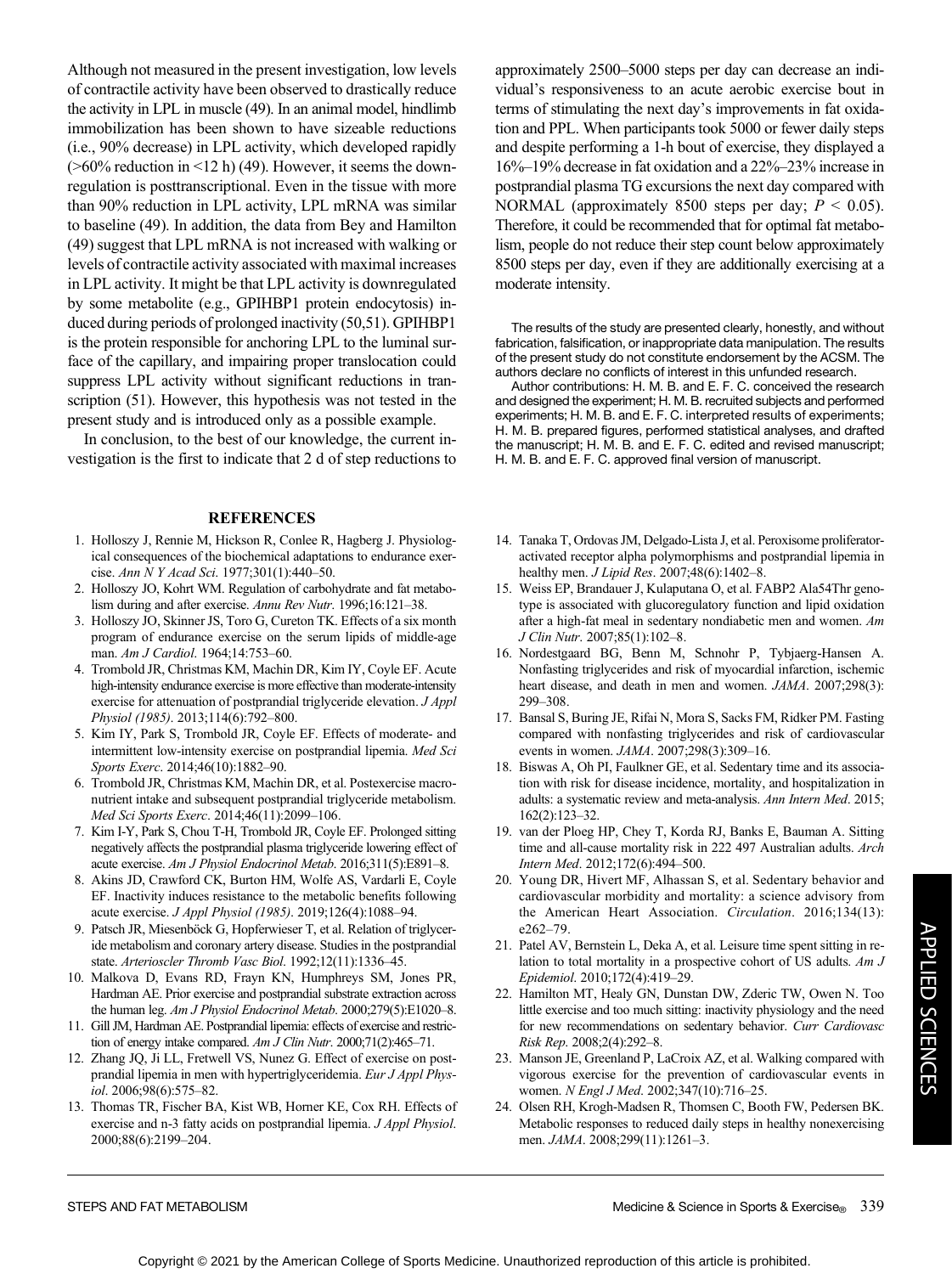Although not measured in the present investigation, low levels of contractile activity have been observed to drastically reduce the activity in LPL in muscle (49). In an animal model, hindlimb immobilization has been shown to have sizeable reductions (i.e., 90% decrease) in LPL activity, which developed rapidly (>60% reduction in <12 h) (49). However, it seems the downregulation is posttranscriptional. Even in the tissue with more than 90% reduction in LPL activity, LPL mRNA was similar to baseline (49). In addition, the data from Bey and Hamilton (49) suggest that LPL mRNA is not increased with walking or levels of contractile activity associated with maximal increases in LPL activity. It might be that LPL activity is downregulated by some metabolite (e.g., GPIHBP1 protein endocytosis) induced during periods of prolonged inactivity (50,51). GPIHBP1 is the protein responsible for anchoring LPL to the luminal surface of the capillary, and impairing proper translocation could suppress LPL activity without significant reductions in transcription (51). However, this hypothesis was not tested in the present study and is introduced only as a possible example.

In conclusion, to the best of our knowledge, the current investigation is the first to indicate that 2 d of step reductions to approximately 2500–5000 steps per day can decrease an individual's responsiveness to an acute aerobic exercise bout in terms of stimulating the next day's improvements in fat oxidation and PPL. When participants took 5000 or fewer daily steps and despite performing a 1-h bout of exercise, they displayed a 16%–19% decrease in fat oxidation and a 22%–23% increase in postprandial plasma TG excursions the next day compared with NORMAL (approximately 8500 steps per day; $P < 0.05$). Therefore, it could be recommended that for optimal fat metabolism, people do not reduce their step count below approximately 8500 steps per day, even if they are additionally exercising at a moderate intensity.

The results of the study are presented clearly, honestly, and without fabrication, falsification, or inappropriate data manipulation. The results of the present study do not constitute endorsement by the ACSM. The authors declare no conflicts of interest in this unfunded research.

Author contributions: H. M. B. and E. F. C. conceived the research and designed the experiment; H. M. B. recruited subjects and performed experiments; H. M. B. and E. F. C. interpreted results of experiments; H. M. B. prepared figures, performed statistical analyses, and drafted the manuscript; H. M. B. and E. F. C. edited and revised manuscript; H. M. B. and E. F. C. approved final version of manuscript.

## REFERENCES

1. Holloszy J, Rennie M, Hickson R, Conlee R, Hagberg J. Physiological consequences of the biochemical adaptations to endurance exercise. *Ann N Y Acad Sci*. 1977;301(1):440–50.
2. Holloszy JO, Kohrt WM. Regulation of carbohydrate and fat metabolism during and after exercise. *Annu Rev Nutr*. 1996;16:121–38.
3. Holloszy JO, Skinner JS, Toro G, Cureton TK. Effects of a six month program of endurance exercise on the serum lipids of middle-age man. *Am J Cardiol*. 1964;14:753–60.
4. Trombold JR, Christmas KM, Machin DR, Kim IY, Coyle EF. Acute high-intensity endurance exercise is more effective than moderate-intensity exercise for attenuation of postprandial triglyceride elevation. *J Appl Physiol (1985)*. 2013;114(6):792–800.
5. Kim IY, Park S, Trombold JR, Coyle EF. Effects of moderate- and intermittent low-intensity exercise on postprandial lipemia. *Med Sci Sports Exerc*. 2014;46(10):1882–90.
6. Trombold JR, Christmas KM, Machin DR, et al. Postexercise macronutrient intake and subsequent postprandial triglyceride metabolism. *Med Sci Sports Exerc*. 2014;46(11):2099–106.
7. Kim I-Y, Park S, Chou T-H, Trombold JR, Coyle EF. Prolonged sitting negatively affects the postprandial plasma triglyceride lowering effect of acute exercise. *Am J Physiol Endocrinol Metab*. 2016;311(5):E891–8.
8. Akins JD, Crawford CK, Burton HM, Wolfe AS, Vardarli E, Coyle EF. Inactivity induces resistance to the metabolic benefits following acute exercise. *J Appl Physiol (1985)*. 2019;126(4):1088–94.
9. Patsch JR, Miesenböck G, Hopferwieser T, et al. Relation of triglyceride metabolism and coronary artery disease. Studies in the postprandial state. *Arterioscler Thromb Vasc Biol*. 1992;12(11):1336–45.
10. Malkova D, Evans RD, Frayn KN, Humphreys SM, Jones PR, Hardman AE. Prior exercise and postprandial substrate extraction across the human leg. *Am J Physiol Endocrinol Metab*. 2000;279(5):E1020–8.
11. Gill JM, Hardman AE. Postprandial lipemia: effects of exercise and restriction of energy intake compared. *Am J Clin Nutr*. 2000;71(2):465–71.
12. Zhang JQ, Ji LL, Fretwell VS, Nunez G. Effect of exercise on postprandial lipemia in men with hypertriglyceridemia. *Eur J Appl Physiol*. 2006;98(6):575–82.
13. Thomas TR, Fischer BA, Kist WB, Horner KE, Cox RH. Effects of exercise and n-3 fatty acids on postprandial lipemia. *J Appl Physiol*. 2000;88(6):2199–204.
14. Tanaka T, Ordovas JM, Delgado-Lista J, et al. Peroxisome proliferator-activated receptor alpha polymorphisms and postprandial lipemia in healthy men. *J Lipid Res*. 2007;48(6):1402–8.
15. Weiss EP, Brandauer J, Kulaputana O, et al. FABP2 Ala54Thr genotype is associated with glucoregulatory function and lipid oxidation after a high-fat meal in sedentary nondiabetic men and women. *Am J Clin Nutr*. 2007;85(1):102–8.
16. Nordestgaard BG, Benn M, Schnohr P, Tybjaerg-Hansen A. Nonfasting triglycerides and risk of myocardial infarction, ischemic heart disease, and death in men and women. *JAMA*. 2007;298(3):299–308.
17. Bansal S, Buring JE, Rifai N, Mora S, Sacks FM, Ridker PM. Fasting compared with nonfasting triglycerides and risk of cardiovascular events in women. *JAMA*. 2007;298(3):309–16.
18. Biswas A, Oh PI, Faulkner GE, et al. Sedentary time and its association with risk for disease incidence, mortality, and hospitalization in adults: a systematic review and meta-analysis. *Ann Intern Med*. 2015;162(2):123–32.
19. van der Ploeg HP, Chey T, Korda RJ, Banks E, Bauman A. Sitting time and all-cause mortality risk in 222 497 Australian adults. *Arch Intern Med*. 2012;172(6):494–500.
20. Young DR, Hivert MF, Alhassan S, et al. Sedentary behavior and cardiovascular morbidity and mortality: a science advisory from the American Heart Association. *Circulation*. 2016;134(13):e262–79.
21. Patel AV, Bernstein L, Deka A, et al. Leisure time spent sitting in relation to total mortality in a prospective cohort of US adults. *Am J Epidemiol*. 2010;172(4):419–29.
22. Hamilton MT, Healy GN, Dunstan DW, Zderic TW, Owen N. Too little exercise and too much sitting: inactivity physiology and the need for new recommendations on sedentary behavior. *Curr Cardiovasc Risk Rep*. 2008;2(4):292–8.
23. Manson JE, Greenland P, LaCroix AZ, et al. Walking compared with vigorous exercise for the prevention of cardiovascular events in women. *N Engl J Med*. 2002;347(10):716–25.
24. Olsen RH, Krogh-Madsen R, Thomsen C, Booth FW, Pedersen BK. Metabolic responses to reduced daily steps in healthy nonexercising men. *JAMA*. 2008;299(11):1261–3.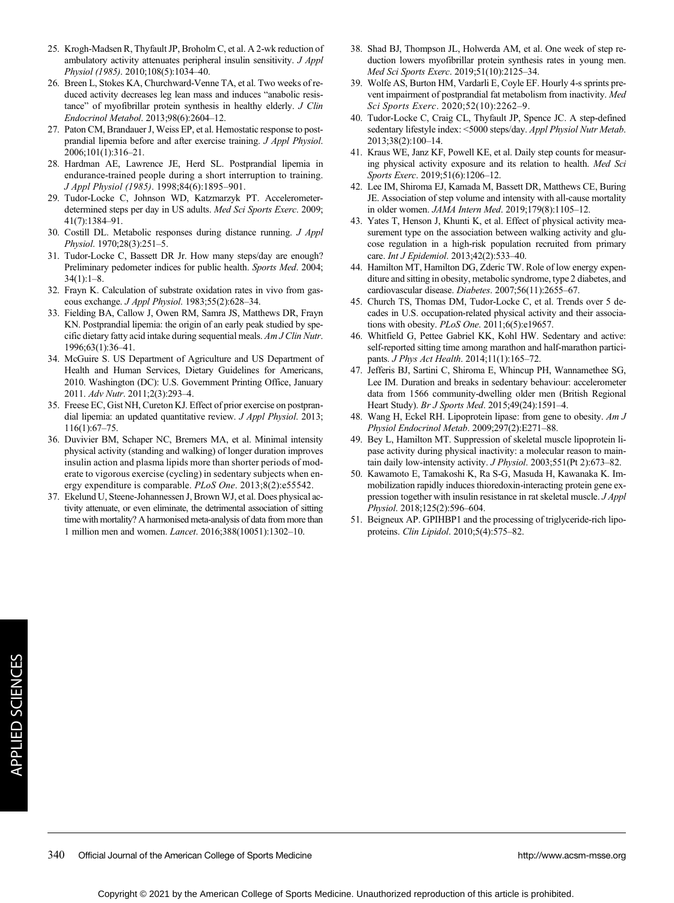25. Krogh-Madsen R, Thyfault JP, Broholm C, et al. A 2-wk reduction of ambulatory activity attenuates peripheral insulin sensitivity. *J Appl Physiol (1985)*. 2010;108(5):1034–40.
26. Breen L, Stokes KA, Churchward-Venne TA, et al. Two weeks of reduced activity decreases leg lean mass and induces "anabolic resistance" of myofibrillar protein synthesis in healthy elderly. *J Clin Endocrinol Metabol*. 2013;98(6):2604–12.
27. Paton CM, Brandauer J, Weiss EP, et al. Hemostatic response to postprandial lipemia before and after exercise training. *J Appl Physiol*. 2006;101(1):316–21.
28. Hardman AE, Lawrence JE, Herd SL. Postprandial lipemia in endurance-trained people during a short interruption to training. *J Appl Physiol (1985)*. 1998;84(6):1895–901.
29. Tudor-Locke C, Johnson WD, Katzmarzyk PT. Accelerometer-determined steps per day in US adults. *Med Sci Sports Exerc*. 2009; 41(7):1384–91.
30. Costill DL. Metabolic responses during distance running. *J Appl Physiol*. 1970;28(3):251–5.
31. Tudor-Locke C, Bassett DR Jr. How many steps/day are enough? Preliminary pedometer indices for public health. *Sports Med*. 2004; 34(1):1–8.
32. Frayn K. Calculation of substrate oxidation rates in vivo from gaseous exchange. *J Appl Physiol*. 1983;55(2):628–34.
33. Fielding BA, Callow J, Owen RM, Samra JS, Matthews DR, Frayn KN. Postprandial lipemia: the origin of an early peak studied by specific dietary fatty acid intake during sequential meals. *Am J Clin Nutr*. 1996;63(1):36–41.
34. McGuire S. US Department of Agriculture and US Department of Health and Human Services, Dietary Guidelines for Americans, 2010. Washington (DC): U.S. Government Printing Office, January 2011. *Adv Nutr*. 2011;2(3):293–4.
35. Freese EC, Gist NH, Cureton KJ. Effect of prior exercise on postprandial lipemia: an updated quantitative review. *J Appl Physiol*. 2013; 116(1):67–75.
36. Duvivier BM, Schaper NC, Bremers MA, et al. Minimal intensity physical activity (standing and walking) of longer duration improves insulin action and plasma lipids more than shorter periods of moderate to vigorous exercise (cycling) in sedentary subjects when energy expenditure is comparable. *PLoS One*. 2013;8(2):e55542.
37. Ekelund U, Steene-Johannessen J, Brown WJ, et al. Does physical activity attenuate, or even eliminate, the detrimental association of sitting time with mortality? A harmonised meta-analysis of data from more than 1 million men and women. *Lancet*. 2016;388(10051):1302–10.
38. Shad BJ, Thompson JL, Holwerda AM, et al. One week of step reduction lowers myofibrillar protein synthesis rates in young men. *Med Sci Sports Exerc*. 2019;51(10):2125–34.
39. Wolfe AS, Burton HM, Vardarli E, Coyle EF. Hourly 4-s sprints prevent impairment of postprandial fat metabolism from inactivity. *Med Sci Sports Exerc*. 2020;52(10):2262–9.
40. Tudor-Locke C, Craig CL, Thyfault JP, Spence JC. A step-defined sedentary lifestyle index: <5000 steps/day. *Appl Physiol Nutr Metab*. 2013;38(2):100–14.
41. Kraus WE, Janz KF, Powell KE, et al. Daily step counts for measuring physical activity exposure and its relation to health. *Med Sci Sports Exerc*. 2019;51(6):1206–12.
42. Lee IM, Shiroma EJ, Kamada M, Bassett DR, Matthews CE, Buring JE. Association of step volume and intensity with all-cause mortality in older women. *JAMA Intern Med*. 2019;179(8):1105–12.
43. Yates T, Henson J, Khunti K, et al. Effect of physical activity measurement type on the association between walking activity and glucose regulation in a high-risk population recruited from primary care. *Int J Epidemiol*. 2013;42(2):533–40.
44. Hamilton MT, Hamilton DG, Zderic TW. Role of low energy expenditure and sitting in obesity, metabolic syndrome, type 2 diabetes, and cardiovascular disease. *Diabetes*. 2007;56(11):2655–67.
45. Church TS, Thomas DM, Tudor-Locke C, et al. Trends over 5 decades in U.S. occupation-related physical activity and their associations with obesity. *PLoS One*. 2011;6(5):e19657.
46. Whitfield G, Pettee Gabriel KK, Kohl HW. Sedentary and active: self-reported sitting time among marathon and half-marathon participants. *J Phys Act Health*. 2014;11(1):165–72.
47. Jefferis BJ, Sartini C, Shiroma E, Whincup PH, Wannamethee SG, Lee IM. Duration and breaks in sedentary behaviour: accelerometer data from 1566 community-dwelling older men (British Regional Heart Study). *Br J Sports Med*. 2015;49(24):1591–4.
48. Wang H, Eckel RH. Lipoprotein lipase: from gene to obesity. *Am J Physiol Endocrinol Metab*. 2009;297(2):E271–88.
49. Bey L, Hamilton MT. Suppression of skeletal muscle lipoprotein lipase activity during physical inactivity: a molecular reason to maintain daily low-intensity activity. *J Physiol*. 2003;551(Pt 2):673–82.
50. Kawamoto E, Tamakoshi K, Ra S-G, Masuda H, Kawanaka K. Immobilization rapidly induces thioredoxin-interacting protein gene expression together with insulin resistance in rat skeletal muscle. *J Appl Physiol*. 2018;125(2):596–604.
51. Beigneux AP. GPIHBP1 and the processing of triglyceride-rich lipoproteins. *Clin Lipidol*. 2010;5(4):575–82.